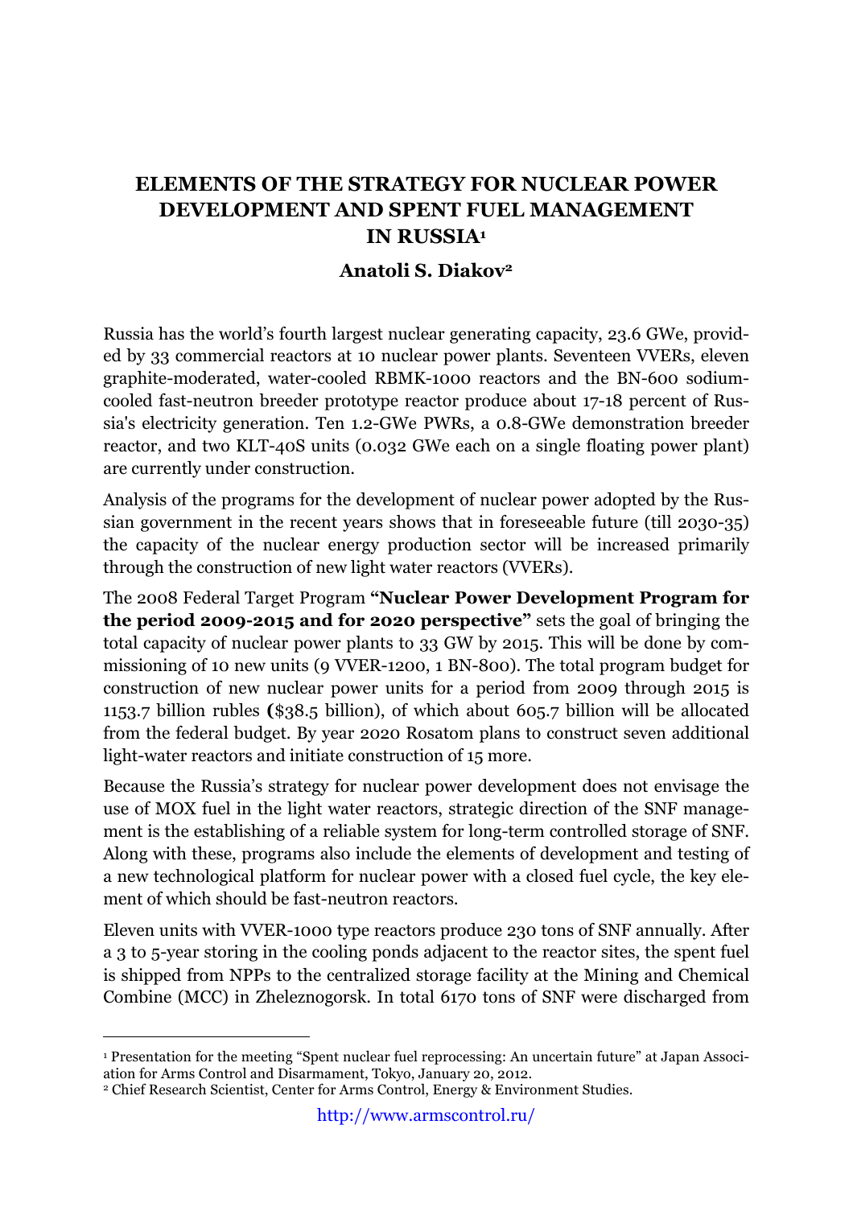# ELEMENTS OF THE STRATEGY FOR NUCLEAR POWER DEVELOPMENT AND SPENT FUEL MANAGEMENT IN RUSSIA[1]

**Anatoli S. Diakov[2]**

Russia has the world's fourth largest nuclear generating capacity, 23.6 GWe, provided by 33 commercial reactors at 10 nuclear power plants. Seventeen VVERs, eleven graphite-moderated, water-cooled RBMK-1000 reactors and the BN-600 sodium-cooled fast-neutron breeder prototype reactor produce about 17-18 percent of Russia's electricity generation. Ten 1.2-GWe PWRs, a 0.8-GWe demonstration breeder reactor, and two KLT-40S units (0.032 GWe each on a single floating power plant) are currently under construction.

Analysis of the programs for the development of nuclear power adopted by the Russian government in the recent years shows that in foreseeable future (till 2030-35) the capacity of the nuclear energy production sector will be increased primarily through the construction of new light water reactors (VVERs).

The 2008 Federal Target Program **"Nuclear Power Development Program for the period 2009-2015 and for 2020 perspective"** sets the goal of bringing the total capacity of nuclear power plants to 33 GW by 2015. This will be done by commissioning of 10 new units (9 VVER-1200, 1 BN-800). The total program budget for construction of new nuclear power units for a period from 2009 through 2015 is 1153.7 billion rubles **(**$38.5 billion), of which about 605.7 billion will be allocated from the federal budget. By year 2020 Rosatom plans to construct seven additional light-water reactors and initiate construction of 15 more.

Because the Russia's strategy for nuclear power development does not envisage the use of MOX fuel in the light water reactors, strategic direction of the SNF management is the establishing of a reliable system for long-term controlled storage of SNF. Along with these, programs also include the elements of development and testing of a new technological platform for nuclear power with a closed fuel cycle, the key element of which should be fast-neutron reactors.

Eleven units with VVER-1000 type reactors produce 230 tons of SNF annually. After a 3 to 5-year storing in the cooling ponds adjacent to the reactor sites, the spent fuel is shipped from NPPs to the centralized storage facility at the Mining and Chemical Combine (MCC) in Zheleznogorsk. In total 6170 tons of SNF were discharged from

---

[1] Presentation for the meeting "Spent nuclear fuel reprocessing: An uncertain future" at Japan Association for Arms Control and Disarmament, Tokyo, January 20, 2012.

[2] Chief Research Scientist, Center for Arms Control, Energy & Environment Studies.

http://www.armscontrol.ru/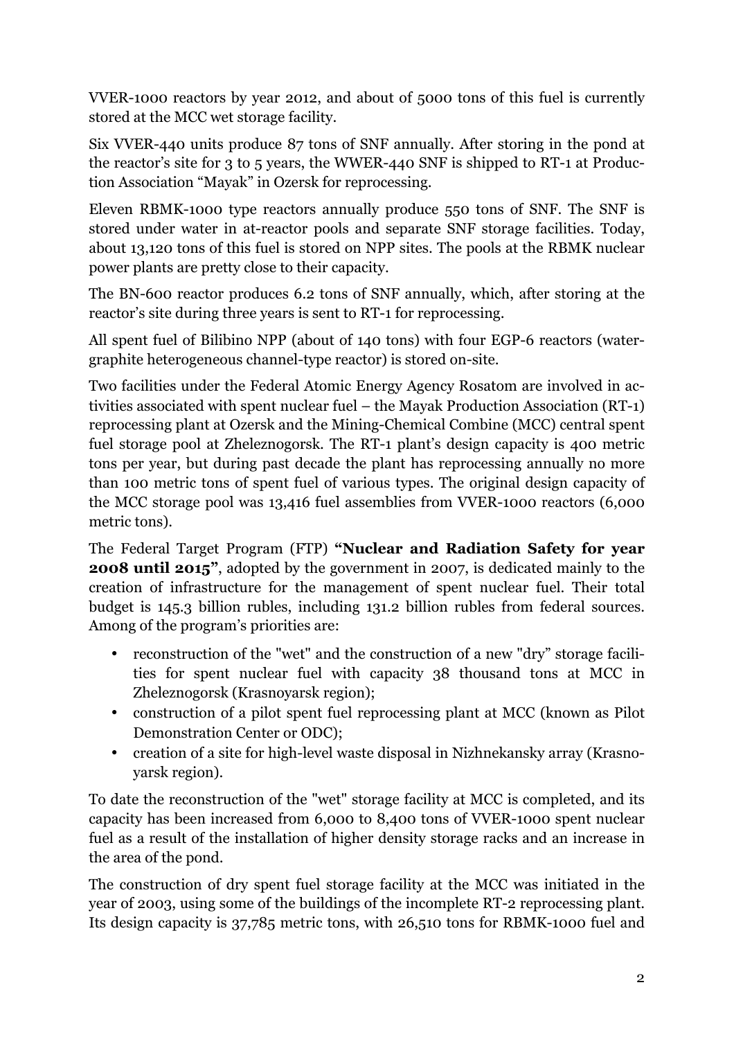VVER-1000 reactors by year 2012, and about of 5000 tons of this fuel is currently stored at the MCC wet storage facility.

Six VVER-440 units produce 87 tons of SNF annually. After storing in the pond at the reactor's site for 3 to 5 years, the WWER-440 SNF is shipped to RT-1 at Production Association "Mayak" in Ozersk for reprocessing.

Eleven RBMK-1000 type reactors annually produce 550 tons of SNF. The SNF is stored under water in at-reactor pools and separate SNF storage facilities. Today, about 13,120 tons of this fuel is stored on NPP sites. The pools at the RBMK nuclear power plants are pretty close to their capacity.

The BN-600 reactor produces 6.2 tons of SNF annually, which, after storing at the reactor's site during three years is sent to RT-1 for reprocessing.

All spent fuel of Bilibino NPP (about of 140 tons) with four EGP-6 reactors (water-graphite heterogeneous channel-type reactor) is stored on-site.

Two facilities under the Federal Atomic Energy Agency Rosatom are involved in activities associated with spent nuclear fuel – the Mayak Production Association (RT-1) reprocessing plant at Ozersk and the Mining-Chemical Combine (MCC) central spent fuel storage pool at Zheleznogorsk. The RT-1 plant's design capacity is 400 metric tons per year, but during past decade the plant has reprocessing annually no more than 100 metric tons of spent fuel of various types. The original design capacity of the MCC storage pool was 13,416 fuel assemblies from VVER-1000 reactors (6,000 metric tons).

The Federal Target Program (FTP) **"Nuclear and Radiation Safety for year 2008 until 2015"**, adopted by the government in 2007, is dedicated mainly to the creation of infrastructure for the management of spent nuclear fuel. Their total budget is 145.3 billion rubles, including 131.2 billion rubles from federal sources. Among of the program's priorities are:

- reconstruction of the "wet" and the construction of a new "dry" storage facilities for spent nuclear fuel with capacity 38 thousand tons at MCC in Zheleznogorsk (Krasnoyarsk region);
- construction of a pilot spent fuel reprocessing plant at MCC (known as Pilot Demonstration Center or ODC);
- creation of a site for high-level waste disposal in Nizhnekansky array (Krasnoyarsk region).

To date the reconstruction of the "wet" storage facility at MCC is completed, and its capacity has been increased from 6,000 to 8,400 tons of VVER-1000 spent nuclear fuel as a result of the installation of higher density storage racks and an increase in the area of the pond.

The construction of dry spent fuel storage facility at the MCC was initiated in the year of 2003, using some of the buildings of the incomplete RT-2 reprocessing plant. Its design capacity is 37,785 metric tons, with 26,510 tons for RBMK-1000 fuel and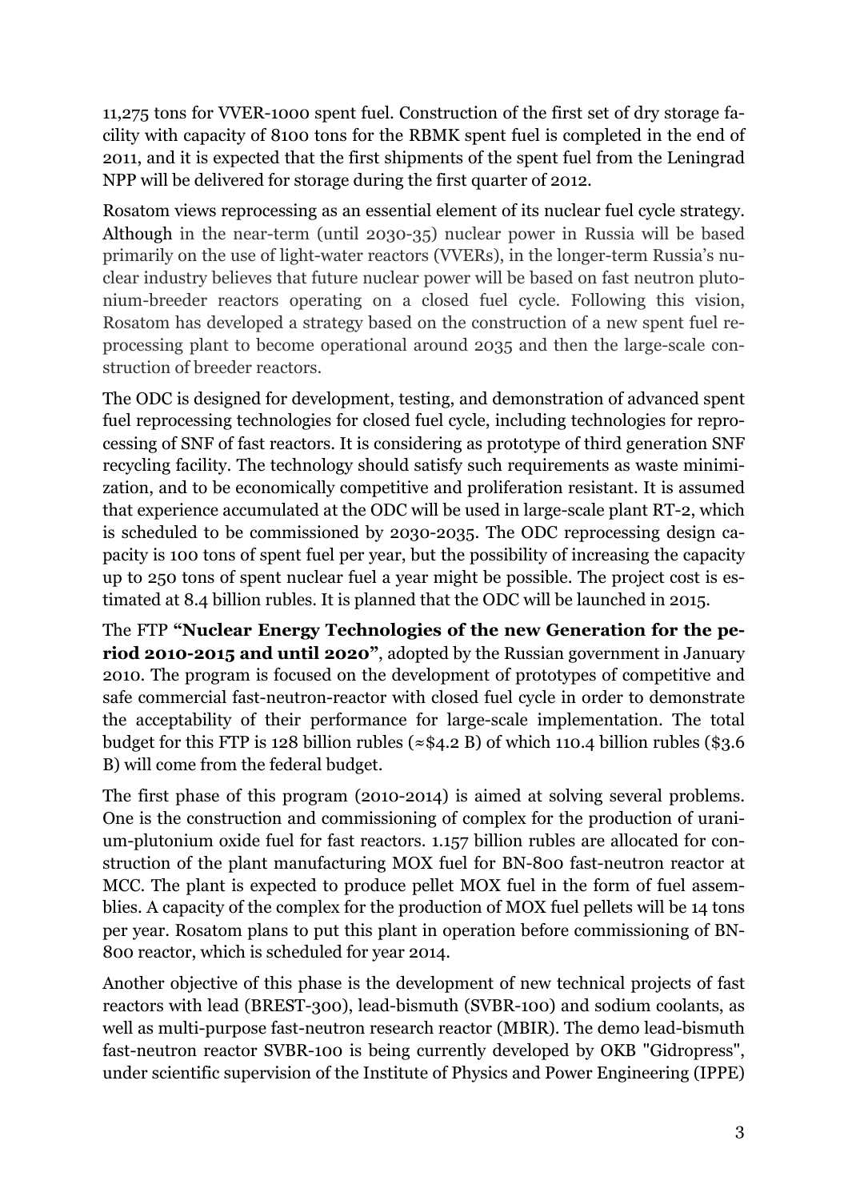11,275 tons for VVER-1000 spent fuel. Construction of the first set of dry storage facility with capacity of 8100 tons for the RBMK spent fuel is completed in the end of 2011, and it is expected that the first shipments of the spent fuel from the Leningrad NPP will be delivered for storage during the first quarter of 2012.

Rosatom views reprocessing as an essential element of its nuclear fuel cycle strategy. Although in the near-term (until 2030-35) nuclear power in Russia will be based primarily on the use of light-water reactors (VVERs), in the longer-term Russia's nuclear industry believes that future nuclear power will be based on fast neutron plutonium-breeder reactors operating on a closed fuel cycle. Following this vision, Rosatom has developed a strategy based on the construction of a new spent fuel reprocessing plant to become operational around 2035 and then the large-scale construction of breeder reactors.

The ODC is designed for development, testing, and demonstration of advanced spent fuel reprocessing technologies for closed fuel cycle, including technologies for reprocessing of SNF of fast reactors. It is considering as prototype of third generation SNF recycling facility. The technology should satisfy such requirements as waste minimization, and to be economically competitive and proliferation resistant. It is assumed that experience accumulated at the ODC will be used in large-scale plant RT-2, which is scheduled to be commissioned by 2030-2035. The ODC reprocessing design capacity is 100 tons of spent fuel per year, but the possibility of increasing the capacity up to 250 tons of spent nuclear fuel a year might be possible. The project cost is estimated at 8.4 billion rubles. It is planned that the ODC will be launched in 2015.

The FTP **"Nuclear Energy Technologies of the new Generation for the period 2010-2015 and until 2020"**, adopted by the Russian government in January 2010. The program is focused on the development of prototypes of competitive and safe commercial fast-neutron-reactor with closed fuel cycle in order to demonstrate the acceptability of their performance for large-scale implementation. The total budget for this FTP is 128 billion rubles (≈$4.2 B) of which 110.4 billion rubles ($3.6 B) will come from the federal budget.

The first phase of this program (2010-2014) is aimed at solving several problems. One is the construction and commissioning of complex for the production of uranium-plutonium oxide fuel for fast reactors. 1.157 billion rubles are allocated for construction of the plant manufacturing MOX fuel for BN-800 fast-neutron reactor at MCC. The plant is expected to produce pellet MOX fuel in the form of fuel assemblies. A capacity of the complex for the production of MOX fuel pellets will be 14 tons per year. Rosatom plans to put this plant in operation before commissioning of BN-800 reactor, which is scheduled for year 2014.

Another objective of this phase is the development of new technical projects of fast reactors with lead (BREST-300), lead-bismuth (SVBR-100) and sodium coolants, as well as multi-purpose fast-neutron research reactor (MBIR). The demo lead-bismuth fast-neutron reactor SVBR-100 is being currently developed by OKB "Gidropress", under scientific supervision of the Institute of Physics and Power Engineering (IPPE)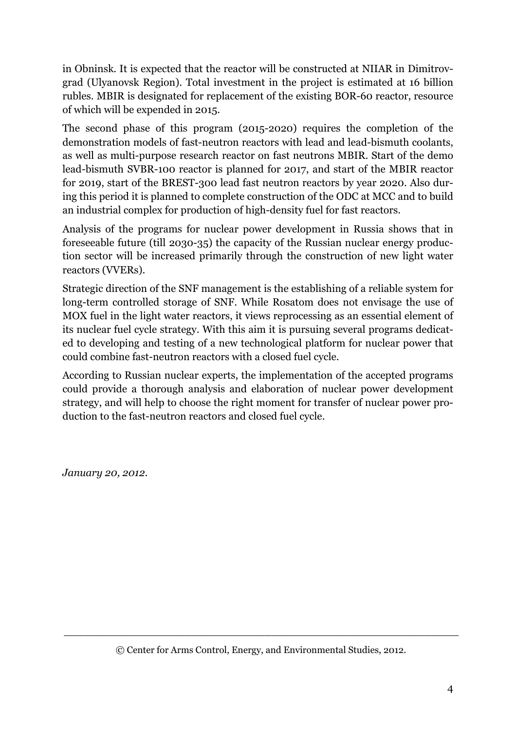in Obninsk. It is expected that the reactor will be constructed at NIIAR in Dimitrovgrad (Ulyanovsk Region). Total investment in the project is estimated at 16 billion rubles. MBIR is designated for replacement of the existing BOR-60 reactor, resource of which will be expended in 2015.

The second phase of this program (2015-2020) requires the completion of the demonstration models of fast-neutron reactors with lead and lead-bismuth coolants, as well as multi-purpose research reactor on fast neutrons MBIR. Start of the demo lead-bismuth SVBR-100 reactor is planned for 2017, and start of the MBIR reactor for 2019, start of the BREST-300 lead fast neutron reactors by year 2020. Also during this period it is planned to complete construction of the ODC at MCC and to build an industrial complex for production of high-density fuel for fast reactors.

Analysis of the programs for nuclear power development in Russia shows that in foreseeable future (till 2030-35) the capacity of the Russian nuclear energy production sector will be increased primarily through the construction of new light water reactors (VVERs).

Strategic direction of the SNF management is the establishing of a reliable system for long-term controlled storage of SNF. While Rosatom does not envisage the use of MOX fuel in the light water reactors, it views reprocessing as an essential element of its nuclear fuel cycle strategy. With this aim it is pursuing several programs dedicated to developing and testing of a new technological platform for nuclear power that could combine fast-neutron reactors with a closed fuel cycle.

According to Russian nuclear experts, the implementation of the accepted programs could provide a thorough analysis and elaboration of nuclear power development strategy, and will help to choose the right moment for transfer of nuclear power production to the fast-neutron reactors and closed fuel cycle.

*January 20, 2012.*

© Center for Arms Control, Energy, and Environmental Studies, 2012.